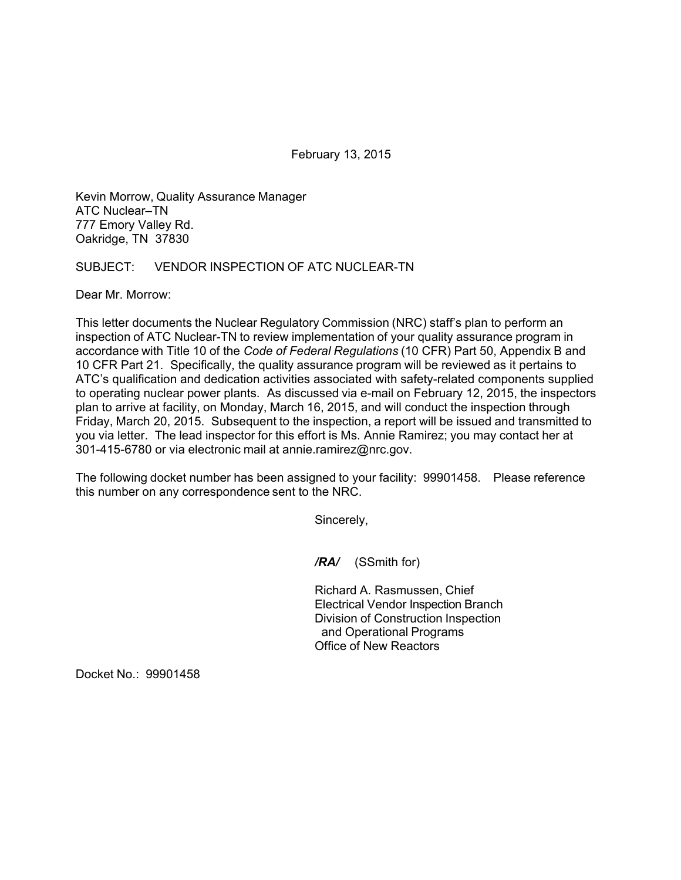February 13, 2015

Kevin Morrow, Quality Assurance Manager
ATC Nuclear–TN
777 Emory Valley Rd.
Oakridge, TN 37830

SUBJECT: VENDOR INSPECTION OF ATC NUCLEAR-TN

Dear Mr. Morrow:

This letter documents the Nuclear Regulatory Commission (NRC) staff's plan to perform an inspection of ATC Nuclear-TN to review implementation of your quality assurance program in accordance with Title 10 of the *Code of Federal Regulations* (10 CFR) Part 50, Appendix B and 10 CFR Part 21. Specifically, the quality assurance program will be reviewed as it pertains to ATC's qualification and dedication activities associated with safety-related components supplied to operating nuclear power plants. As discussed via e-mail on February 12, 2015, the inspectors plan to arrive at facility, on Monday, March 16, 2015, and will conduct the inspection through Friday, March 20, 2015. Subsequent to the inspection, a report will be issued and transmitted to you via letter. The lead inspector for this effort is Ms. Annie Ramirez; you may contact her at 301-415-6780 or via electronic mail at annie.ramirez@nrc.gov.

The following docket number has been assigned to your facility: 99901458. Please reference this number on any correspondence sent to the NRC.

Sincerely,

***/RA/*** (SSmith for)

Richard A. Rasmussen, Chief
Electrical Vendor Inspection Branch
Division of Construction Inspection
and Operational Programs
Office of New Reactors

Docket No.: 99901458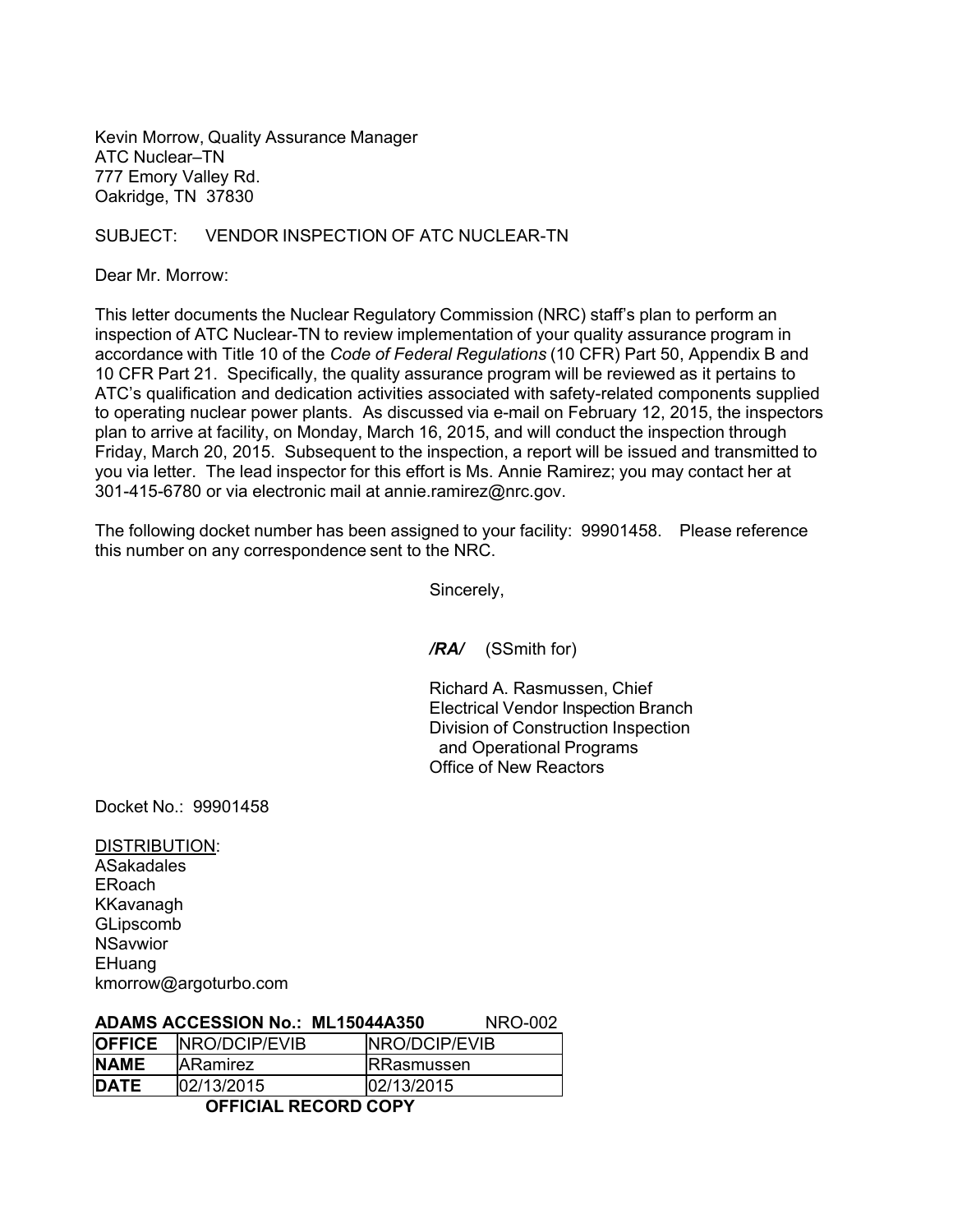Kevin Morrow, Quality Assurance Manager
ATC Nuclear–TN
777 Emory Valley Rd.
Oakridge, TN 37830

SUBJECT: VENDOR INSPECTION OF ATC NUCLEAR-TN

Dear Mr. Morrow:

This letter documents the Nuclear Regulatory Commission (NRC) staff's plan to perform an inspection of ATC Nuclear-TN to review implementation of your quality assurance program in accordance with Title 10 of the *Code of Federal Regulations* (10 CFR) Part 50, Appendix B and 10 CFR Part 21. Specifically, the quality assurance program will be reviewed as it pertains to ATC's qualification and dedication activities associated with safety-related components supplied to operating nuclear power plants. As discussed via e-mail on February 12, 2015, the inspectors plan to arrive at facility, on Monday, March 16, 2015, and will conduct the inspection through Friday, March 20, 2015. Subsequent to the inspection, a report will be issued and transmitted to you via letter. The lead inspector for this effort is Ms. Annie Ramirez; you may contact her at 301-415-6780 or via electronic mail at annie.ramirez@nrc.gov.

The following docket number has been assigned to your facility: 99901458. Please reference this number on any correspondence sent to the NRC.

Sincerely,

***/RA/*** (SSmith for)

Richard A. Rasmussen, Chief
Electrical Vendor Inspection Branch
Division of Construction Inspection
and Operational Programs
Office of New Reactors

Docket No.: 99901458

DISTRIBUTION:
ASakadales
ERoach
KKavanagh
GLipscomb
NSavwior
EHuang
kmorrow@argoturbo.com

**ADAMS ACCESSION No.: ML15044A350** NRO-002

| **OFFICE** | NRO/DCIP/EVIB | NRO/DCIP/EVIB |
|---|---|---|
| **NAME** | ARamirez | RRasmussen |
| **DATE** | 02/13/2015 | 02/13/2015 |

**OFFICIAL RECORD COPY**